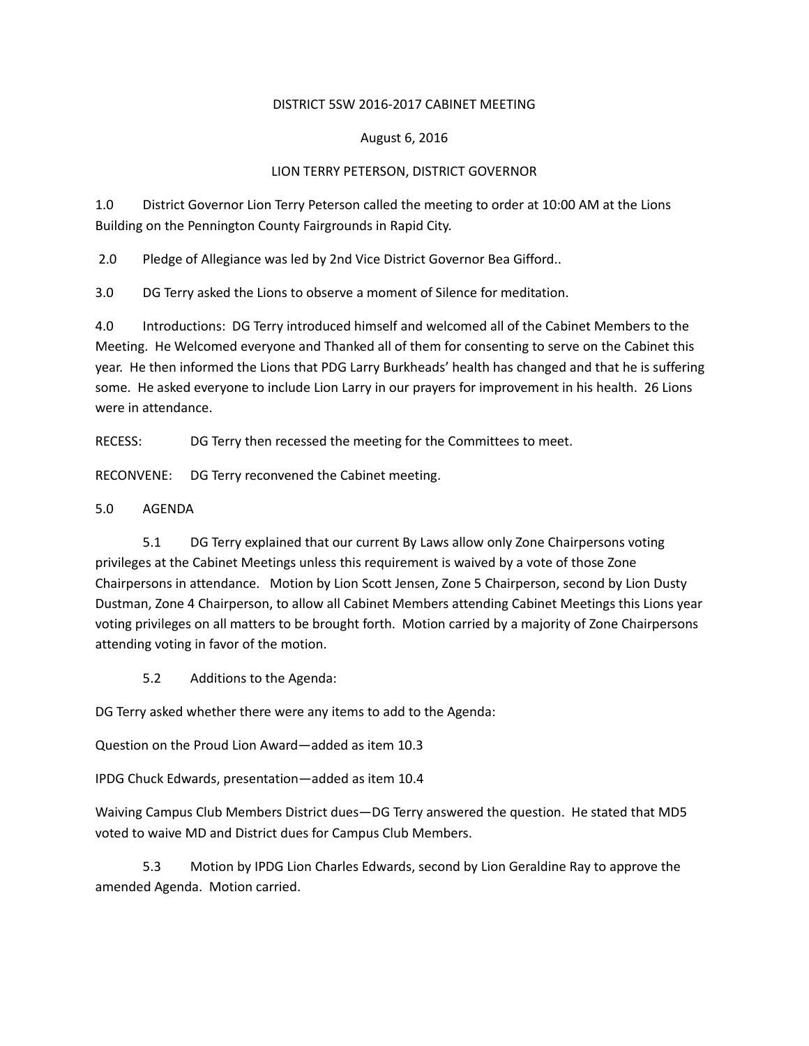DISTRICT 5SW 2016-2017 CABINET MEETING

August 6, 2016

LION TERRY PETERSON, DISTRICT GOVERNOR

1.0 District Governor Lion Terry Peterson called the meeting to order at 10:00 AM at the Lions Building on the Pennington County Fairgrounds in Rapid City.

2.0 Pledge of Allegiance was led by 2nd Vice District Governor Bea Gifford..

3.0 DG Terry asked the Lions to observe a moment of Silence for meditation.

4.0 Introductions: DG Terry introduced himself and welcomed all of the Cabinet Members to the Meeting. He Welcomed everyone and Thanked all of them for consenting to serve on the Cabinet this year. He then informed the Lions that PDG Larry Burkheads' health has changed and that he is suffering some. He asked everyone to include Lion Larry in our prayers for improvement in his health. 26 Lions were in attendance.

RECESS: DG Terry then recessed the meeting for the Committees to meet.

RECONVENE: DG Terry reconvened the Cabinet meeting.

5.0 AGENDA

5.1 DG Terry explained that our current By Laws allow only Zone Chairpersons voting privileges at the Cabinet Meetings unless this requirement is waived by a vote of those Zone Chairpersons in attendance. Motion by Lion Scott Jensen, Zone 5 Chairperson, second by Lion Dusty Dustman, Zone 4 Chairperson, to allow all Cabinet Members attending Cabinet Meetings this Lions year voting privileges on all matters to be brought forth. Motion carried by a majority of Zone Chairpersons attending voting in favor of the motion.

5.2 Additions to the Agenda:

DG Terry asked whether there were any items to add to the Agenda:

Question on the Proud Lion Award—added as item 10.3

IPDG Chuck Edwards, presentation—added as item 10.4

Waiving Campus Club Members District dues—DG Terry answered the question. He stated that MD5 voted to waive MD and District dues for Campus Club Members.

5.3 Motion by IPDG Lion Charles Edwards, second by Lion Geraldine Ray to approve the amended Agenda. Motion carried.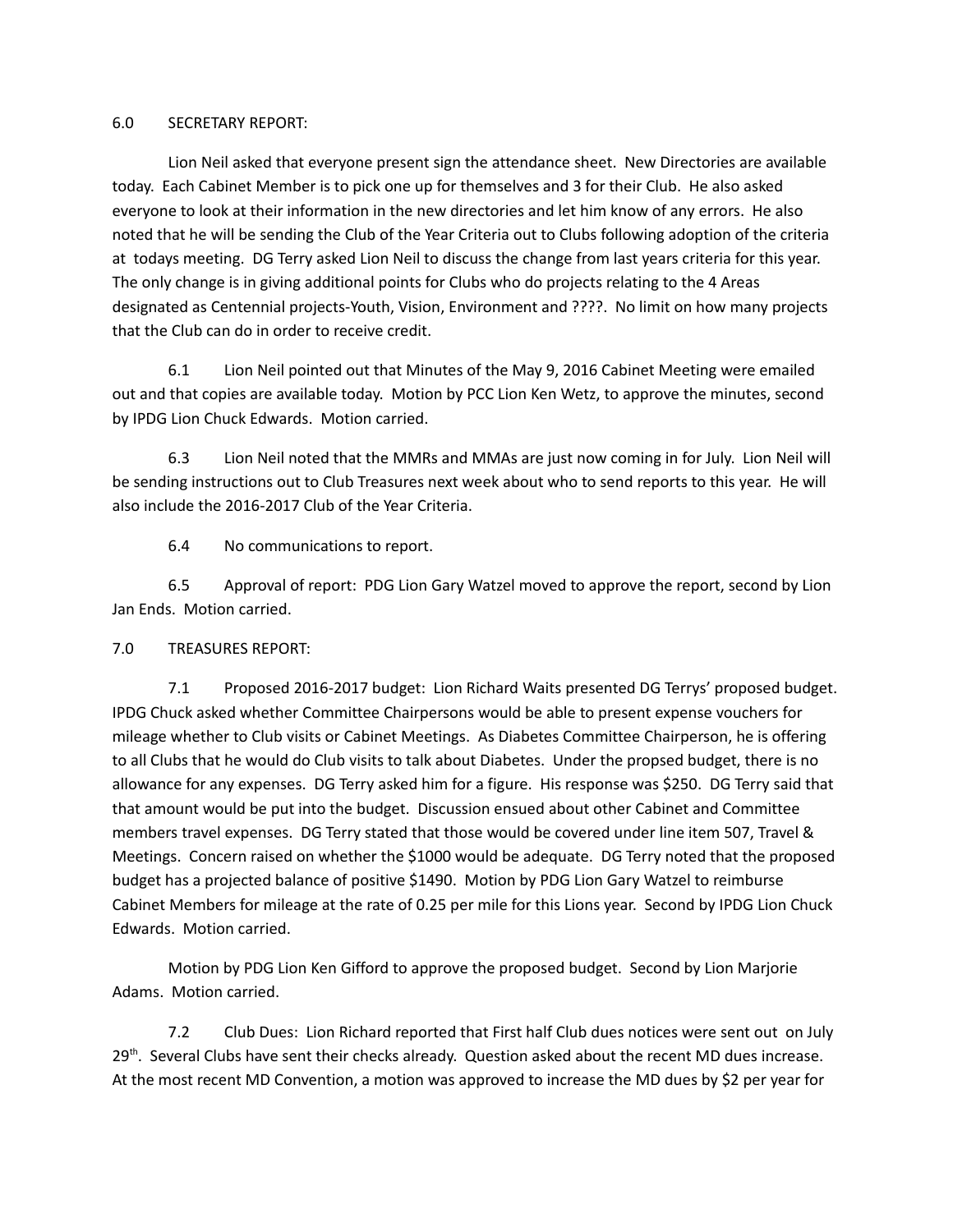6.0 SECRETARY REPORT:

Lion Neil asked that everyone present sign the attendance sheet. New Directories are available today. Each Cabinet Member is to pick one up for themselves and 3 for their Club. He also asked everyone to look at their information in the new directories and let him know of any errors. He also noted that he will be sending the Club of the Year Criteria out to Clubs following adoption of the criteria at todays meeting. DG Terry asked Lion Neil to discuss the change from last years criteria for this year. The only change is in giving additional points for Clubs who do projects relating to the 4 Areas designated as Centennial projects-Youth, Vision, Environment and ????. No limit on how many projects that the Club can do in order to receive credit.

6.1 Lion Neil pointed out that Minutes of the May 9, 2016 Cabinet Meeting were emailed out and that copies are available today. Motion by PCC Lion Ken Wetz, to approve the minutes, second by IPDG Lion Chuck Edwards. Motion carried.

6.3 Lion Neil noted that the MMRs and MMAs are just now coming in for July. Lion Neil will be sending instructions out to Club Treasures next week about who to send reports to this year. He will also include the 2016-2017 Club of the Year Criteria.

6.4 No communications to report.

6.5 Approval of report: PDG Lion Gary Watzel moved to approve the report, second by Lion Jan Ends. Motion carried.

7.0 TREASURES REPORT:

7.1 Proposed 2016-2017 budget: Lion Richard Waits presented DG Terrys' proposed budget. IPDG Chuck asked whether Committee Chairpersons would be able to present expense vouchers for mileage whether to Club visits or Cabinet Meetings. As Diabetes Committee Chairperson, he is offering to all Clubs that he would do Club visits to talk about Diabetes. Under the propsed budget, there is no allowance for any expenses. DG Terry asked him for a figure. His response was $250. DG Terry said that that amount would be put into the budget. Discussion ensued about other Cabinet and Committee members travel expenses. DG Terry stated that those would be covered under line item 507, Travel & Meetings. Concern raised on whether the $1000 would be adequate. DG Terry noted that the proposed budget has a projected balance of positive $1490. Motion by PDG Lion Gary Watzel to reimburse Cabinet Members for mileage at the rate of 0.25 per mile for this Lions year. Second by IPDG Lion Chuck Edwards. Motion carried.

Motion by PDG Lion Ken Gifford to approve the proposed budget. Second by Lion Marjorie Adams. Motion carried.

7.2 Club Dues: Lion Richard reported that First half Club dues notices were sent out on July 29th. Several Clubs have sent their checks already. Question asked about the recent MD dues increase. At the most recent MD Convention, a motion was approved to increase the MD dues by $2 per year for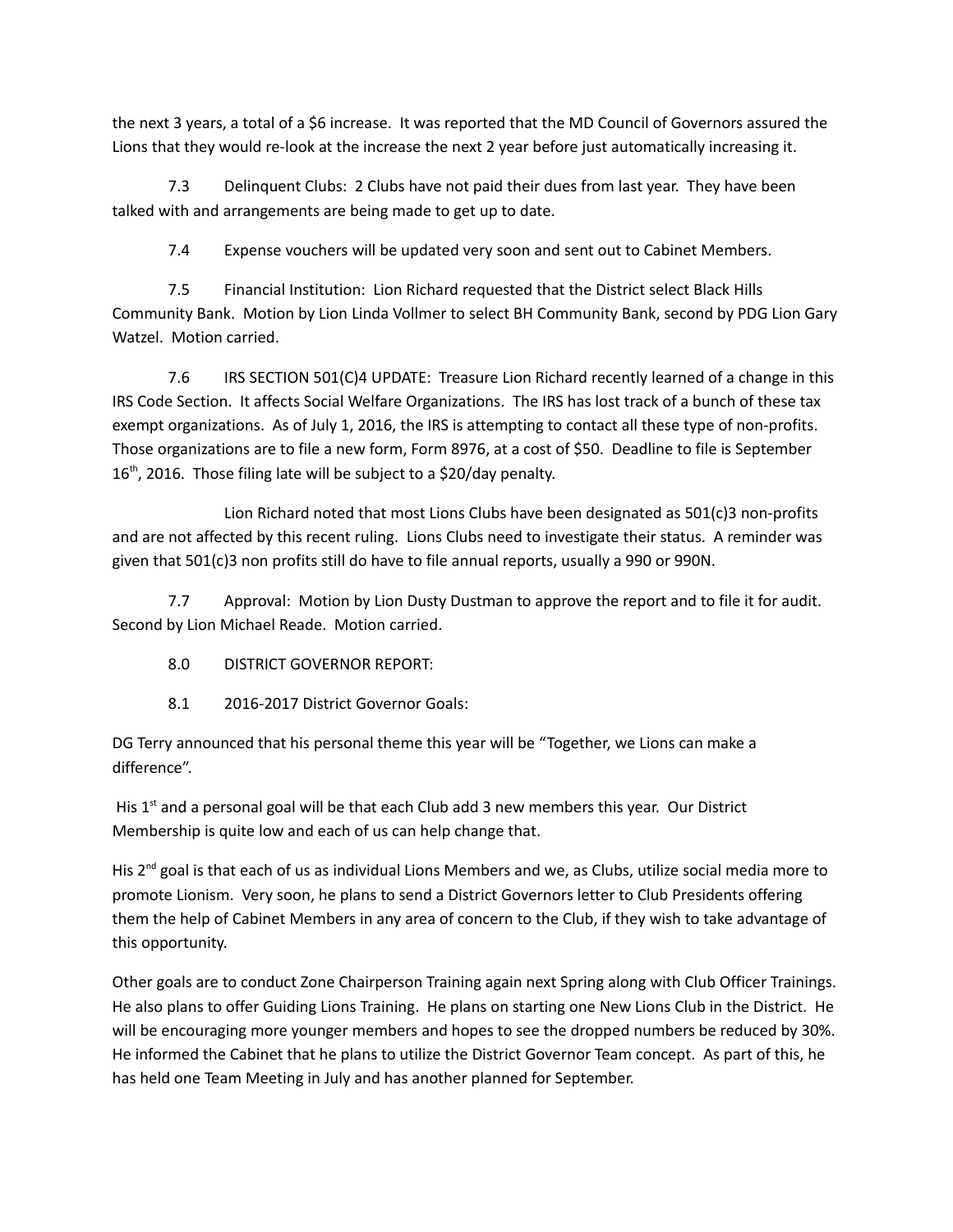the next 3 years, a total of a $6 increase. It was reported that the MD Council of Governors assured the Lions that they would re-look at the increase the next 2 year before just automatically increasing it.

7.3 Delinquent Clubs: 2 Clubs have not paid their dues from last year. They have been talked with and arrangements are being made to get up to date.

7.4 Expense vouchers will be updated very soon and sent out to Cabinet Members.

7.5 Financial Institution: Lion Richard requested that the District select Black Hills Community Bank. Motion by Lion Linda Vollmer to select BH Community Bank, second by PDG Lion Gary Watzel. Motion carried.

7.6 IRS SECTION 501(C)4 UPDATE: Treasure Lion Richard recently learned of a change in this IRS Code Section. It affects Social Welfare Organizations. The IRS has lost track of a bunch of these tax exempt organizations. As of July 1, 2016, the IRS is attempting to contact all these type of non-profits. Those organizations are to file a new form, Form 8976, at a cost of $50. Deadline to file is September 16th, 2016. Those filing late will be subject to a $20/day penalty.

Lion Richard noted that most Lions Clubs have been designated as 501(c)3 non-profits and are not affected by this recent ruling. Lions Clubs need to investigate their status. A reminder was given that 501(c)3 non profits still do have to file annual reports, usually a 990 or 990N.

7.7 Approval: Motion by Lion Dusty Dustman to approve the report and to file it for audit. Second by Lion Michael Reade. Motion carried.

8.0 DISTRICT GOVERNOR REPORT:

8.1 2016-2017 District Governor Goals:

DG Terry announced that his personal theme this year will be "Together, we Lions can make a difference".

His 1st and a personal goal will be that each Club add 3 new members this year. Our District Membership is quite low and each of us can help change that.

His 2nd goal is that each of us as individual Lions Members and we, as Clubs, utilize social media more to promote Lionism. Very soon, he plans to send a District Governors letter to Club Presidents offering them the help of Cabinet Members in any area of concern to the Club, if they wish to take advantage of this opportunity.

Other goals are to conduct Zone Chairperson Training again next Spring along with Club Officer Trainings. He also plans to offer Guiding Lions Training. He plans on starting one New Lions Club in the District. He will be encouraging more younger members and hopes to see the dropped numbers be reduced by 30%. He informed the Cabinet that he plans to utilize the District Governor Team concept. As part of this, he has held one Team Meeting in July and has another planned for September.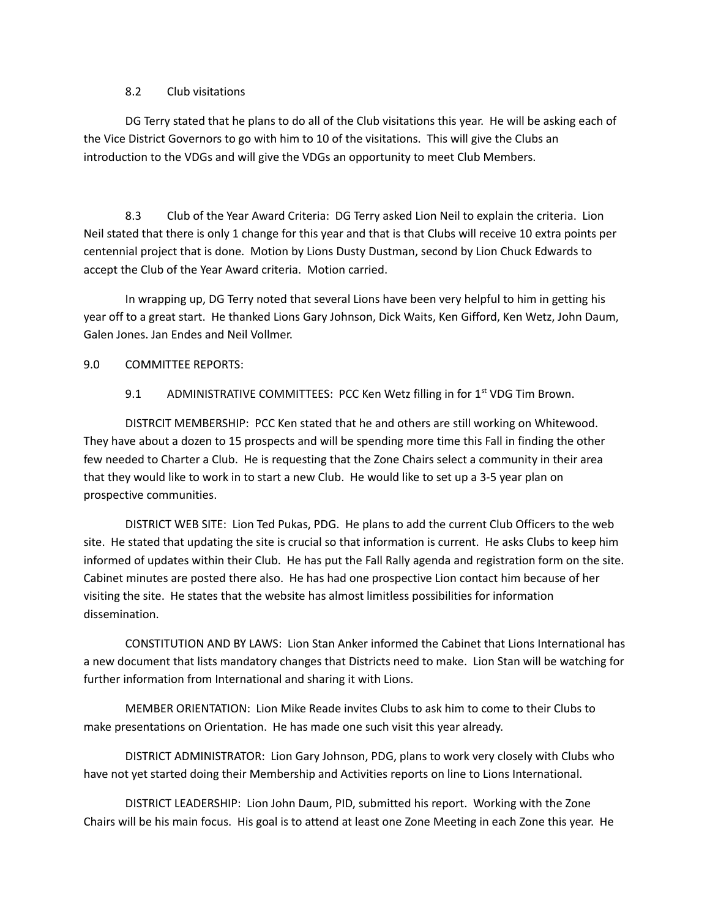8.2 Club visitations

DG Terry stated that he plans to do all of the Club visitations this year. He will be asking each of the Vice District Governors to go with him to 10 of the visitations. This will give the Clubs an introduction to the VDGs and will give the VDGs an opportunity to meet Club Members.

8.3 Club of the Year Award Criteria: DG Terry asked Lion Neil to explain the criteria. Lion Neil stated that there is only 1 change for this year and that is that Clubs will receive 10 extra points per centennial project that is done. Motion by Lions Dusty Dustman, second by Lion Chuck Edwards to accept the Club of the Year Award criteria. Motion carried.

In wrapping up, DG Terry noted that several Lions have been very helpful to him in getting his year off to a great start. He thanked Lions Gary Johnson, Dick Waits, Ken Gifford, Ken Wetz, John Daum, Galen Jones. Jan Endes and Neil Vollmer.

## 9.0 COMMITTEE REPORTS:

9.1 ADMINISTRATIVE COMMITTEES: PCC Ken Wetz filling in for 1st VDG Tim Brown.

DISTRCIT MEMBERSHIP: PCC Ken stated that he and others are still working on Whitewood. They have about a dozen to 15 prospects and will be spending more time this Fall in finding the other few needed to Charter a Club. He is requesting that the Zone Chairs select a community in their area that they would like to work in to start a new Club. He would like to set up a 3-5 year plan on prospective communities.

DISTRICT WEB SITE: Lion Ted Pukas, PDG. He plans to add the current Club Officers to the web site. He stated that updating the site is crucial so that information is current. He asks Clubs to keep him informed of updates within their Club. He has put the Fall Rally agenda and registration form on the site. Cabinet minutes are posted there also. He has had one prospective Lion contact him because of her visiting the site. He states that the website has almost limitless possibilities for information dissemination.

CONSTITUTION AND BY LAWS: Lion Stan Anker informed the Cabinet that Lions International has a new document that lists mandatory changes that Districts need to make. Lion Stan will be watching for further information from International and sharing it with Lions.

MEMBER ORIENTATION: Lion Mike Reade invites Clubs to ask him to come to their Clubs to make presentations on Orientation. He has made one such visit this year already.

DISTRICT ADMINISTRATOR: Lion Gary Johnson, PDG, plans to work very closely with Clubs who have not yet started doing their Membership and Activities reports on line to Lions International.

DISTRICT LEADERSHIP: Lion John Daum, PID, submitted his report. Working with the Zone Chairs will be his main focus. His goal is to attend at least one Zone Meeting in each Zone this year. He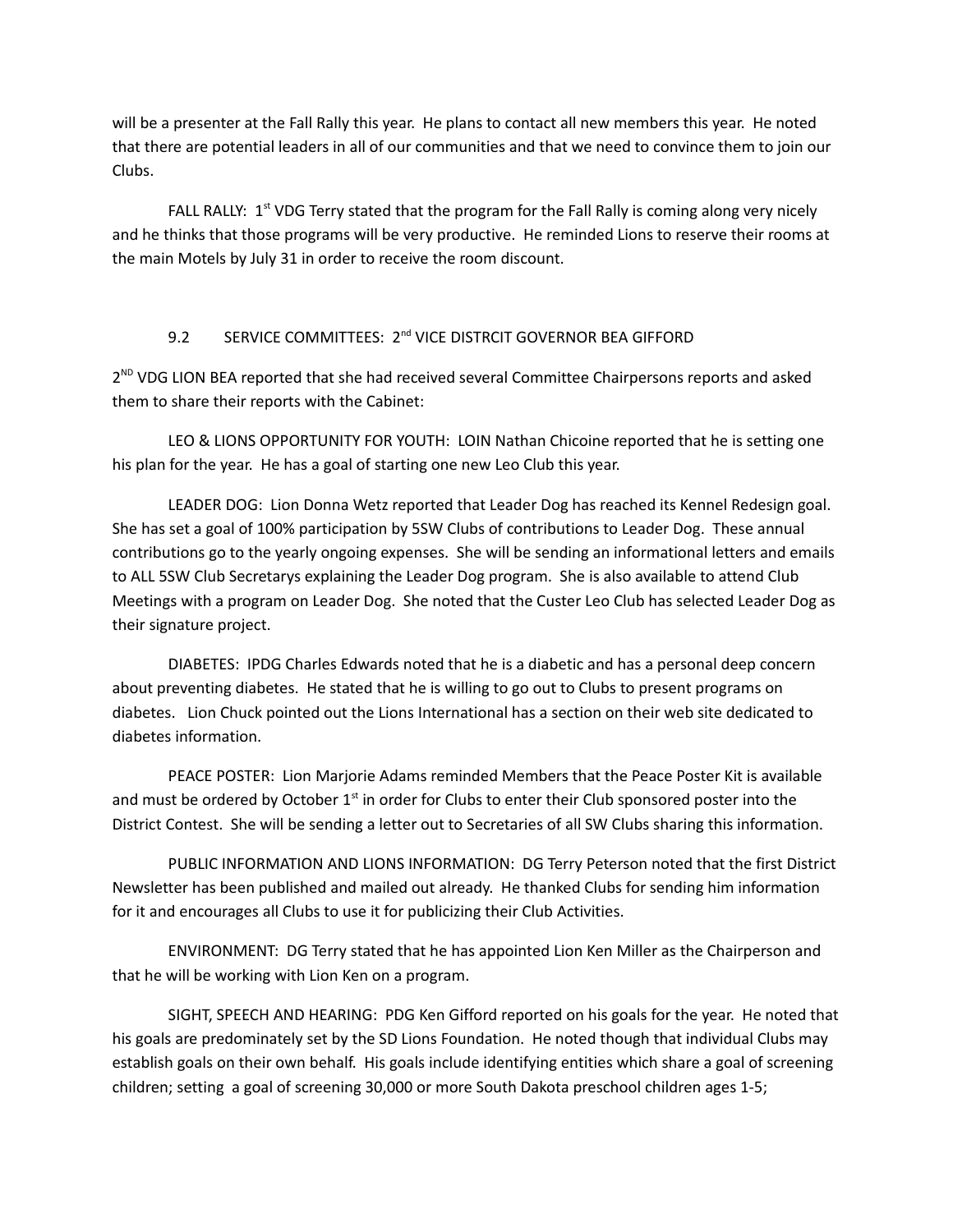will be a presenter at the Fall Rally this year. He plans to contact all new members this year. He noted that there are potential leaders in all of our communities and that we need to convince them to join our Clubs.

FALL RALLY: 1st VDG Terry stated that the program for the Fall Rally is coming along very nicely and he thinks that those programs will be very productive. He reminded Lions to reserve their rooms at the main Motels by July 31 in order to receive the room discount.

9.2 SERVICE COMMITTEES: 2nd VICE DISTRCIT GOVERNOR BEA GIFFORD

2ND VDG LION BEA reported that she had received several Committee Chairpersons reports and asked them to share their reports with the Cabinet:

LEO & LIONS OPPORTUNITY FOR YOUTH: LOIN Nathan Chicoine reported that he is setting one his plan for the year. He has a goal of starting one new Leo Club this year.

LEADER DOG: Lion Donna Wetz reported that Leader Dog has reached its Kennel Redesign goal. She has set a goal of 100% participation by 5SW Clubs of contributions to Leader Dog. These annual contributions go to the yearly ongoing expenses. She will be sending an informational letters and emails to ALL 5SW Club Secretarys explaining the Leader Dog program. She is also available to attend Club Meetings with a program on Leader Dog. She noted that the Custer Leo Club has selected Leader Dog as their signature project.

DIABETES: IPDG Charles Edwards noted that he is a diabetic and has a personal deep concern about preventing diabetes. He stated that he is willing to go out to Clubs to present programs on diabetes. Lion Chuck pointed out the Lions International has a section on their web site dedicated to diabetes information.

PEACE POSTER: Lion Marjorie Adams reminded Members that the Peace Poster Kit is available and must be ordered by October 1st in order for Clubs to enter their Club sponsored poster into the District Contest. She will be sending a letter out to Secretaries of all SW Clubs sharing this information.

PUBLIC INFORMATION AND LIONS INFORMATION: DG Terry Peterson noted that the first District Newsletter has been published and mailed out already. He thanked Clubs for sending him information for it and encourages all Clubs to use it for publicizing their Club Activities.

ENVIRONMENT: DG Terry stated that he has appointed Lion Ken Miller as the Chairperson and that he will be working with Lion Ken on a program.

SIGHT, SPEECH AND HEARING: PDG Ken Gifford reported on his goals for the year. He noted that his goals are predominately set by the SD Lions Foundation. He noted though that individual Clubs may establish goals on their own behalf. His goals include identifying entities which share a goal of screening children; setting a goal of screening 30,000 or more South Dakota preschool children ages 1-5;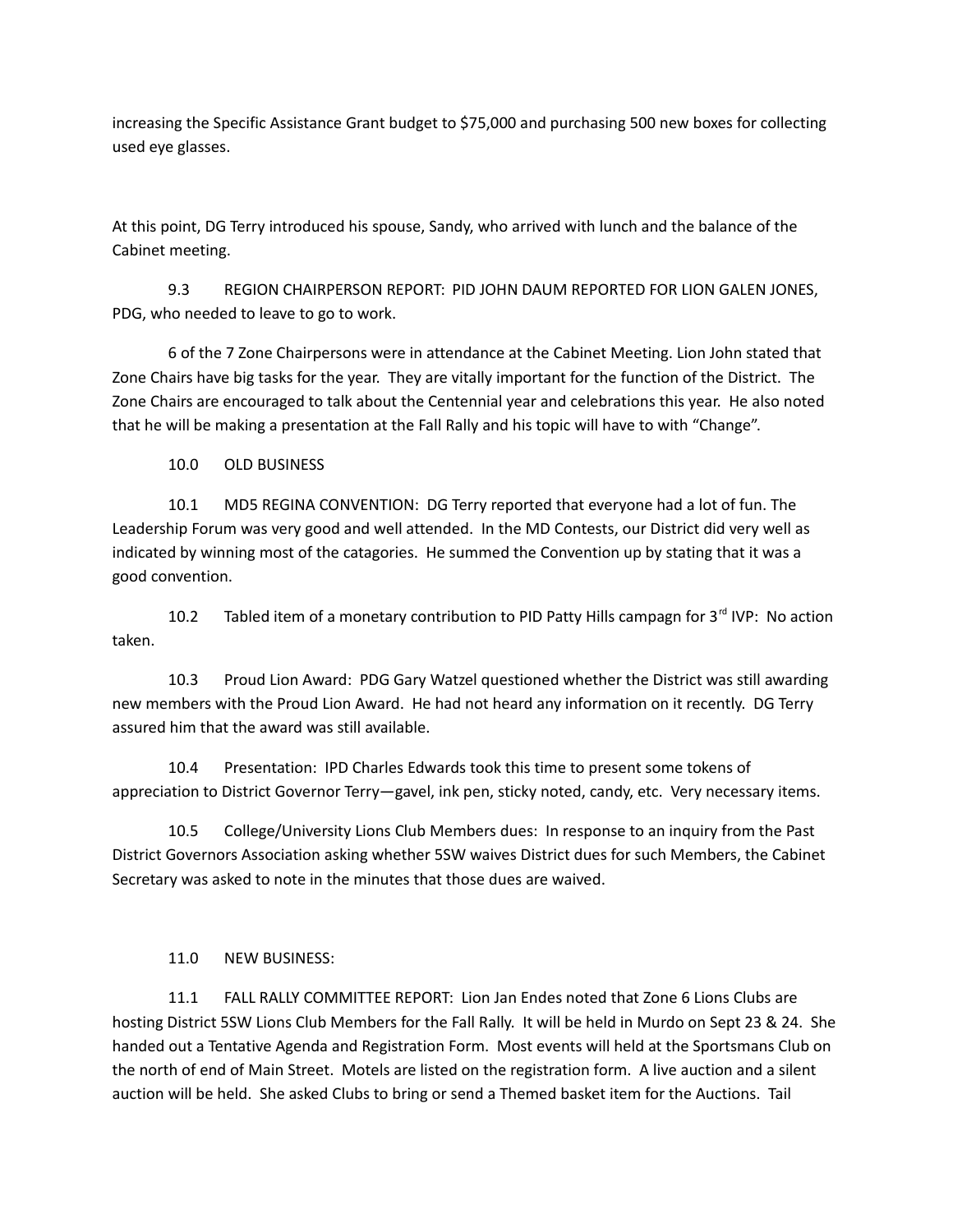increasing the Specific Assistance Grant budget to $75,000 and purchasing 500 new boxes for collecting used eye glasses.

At this point, DG Terry introduced his spouse, Sandy, who arrived with lunch and the balance of the Cabinet meeting.

9.3 REGION CHAIRPERSON REPORT: PID JOHN DAUM REPORTED FOR LION GALEN JONES, PDG, who needed to leave to go to work.

6 of the 7 Zone Chairpersons were in attendance at the Cabinet Meeting. Lion John stated that Zone Chairs have big tasks for the year. They are vitally important for the function of the District. The Zone Chairs are encouraged to talk about the Centennial year and celebrations this year. He also noted that he will be making a presentation at the Fall Rally and his topic will have to with "Change".

10.0 OLD BUSINESS

10.1 MD5 REGINA CONVENTION: DG Terry reported that everyone had a lot of fun. The Leadership Forum was very good and well attended. In the MD Contests, our District did very well as indicated by winning most of the catagories. He summed the Convention up by stating that it was a good convention.

10.2 Tabled item of a monetary contribution to PID Patty Hills campagn for 3rd IVP: No action taken.

10.3 Proud Lion Award: PDG Gary Watzel questioned whether the District was still awarding new members with the Proud Lion Award. He had not heard any information on it recently. DG Terry assured him that the award was still available.

10.4 Presentation: IPD Charles Edwards took this time to present some tokens of appreciation to District Governor Terry—gavel, ink pen, sticky noted, candy, etc. Very necessary items.

10.5 College/University Lions Club Members dues: In response to an inquiry from the Past District Governors Association asking whether 5SW waives District dues for such Members, the Cabinet Secretary was asked to note in the minutes that those dues are waived.

11.0 NEW BUSINESS:

11.1 FALL RALLY COMMITTEE REPORT: Lion Jan Endes noted that Zone 6 Lions Clubs are hosting District 5SW Lions Club Members for the Fall Rally. It will be held in Murdo on Sept 23 & 24. She handed out a Tentative Agenda and Registration Form. Most events will held at the Sportsmans Club on the north of end of Main Street. Motels are listed on the registration form. A live auction and a silent auction will be held. She asked Clubs to bring or send a Themed basket item for the Auctions. Tail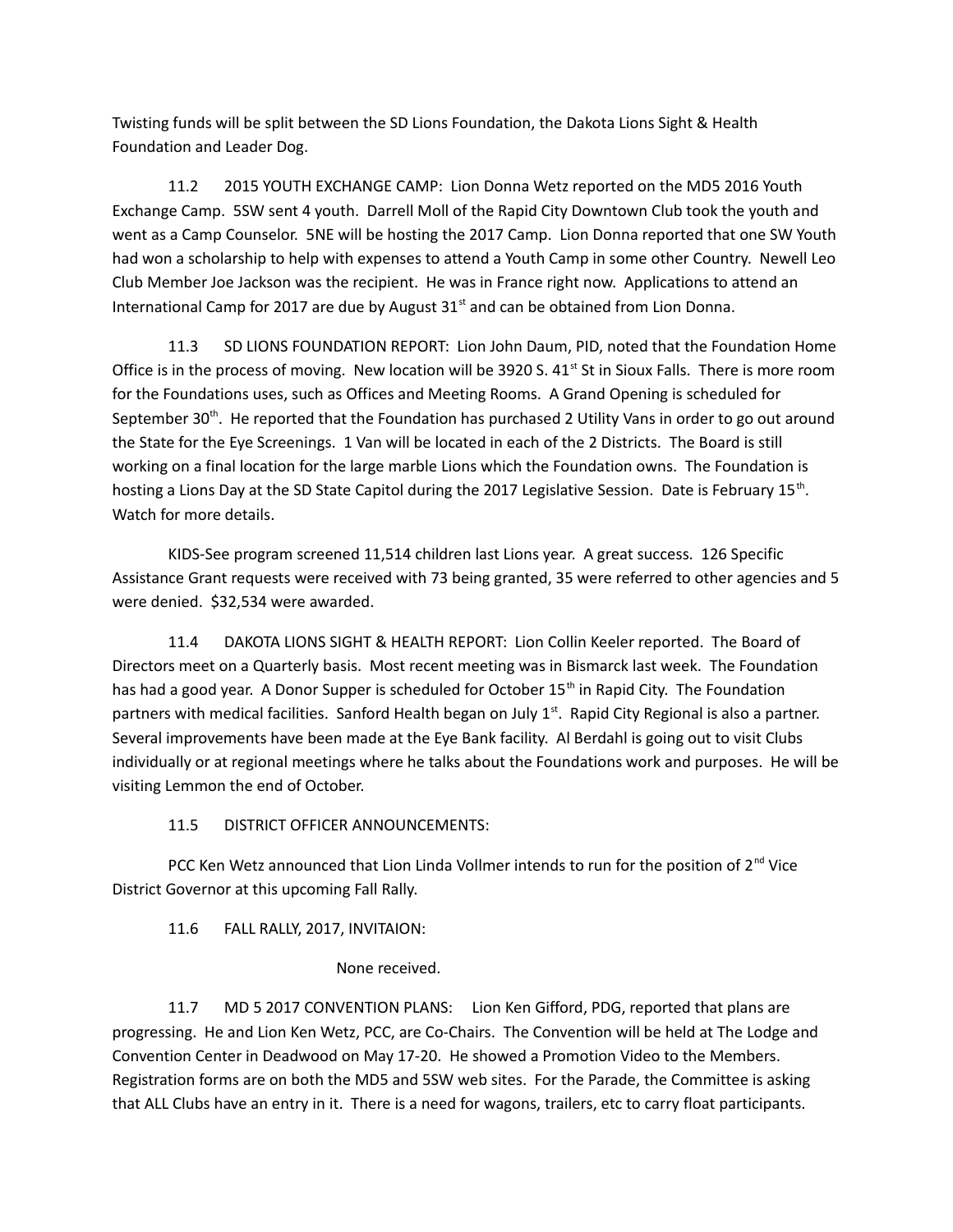Twisting funds will be split between the SD Lions Foundation, the Dakota Lions Sight & Health Foundation and Leader Dog.

11.2 2015 YOUTH EXCHANGE CAMP: Lion Donna Wetz reported on the MD5 2016 Youth Exchange Camp. 5SW sent 4 youth. Darrell Moll of the Rapid City Downtown Club took the youth and went as a Camp Counselor. 5NE will be hosting the 2017 Camp. Lion Donna reported that one SW Youth had won a scholarship to help with expenses to attend a Youth Camp in some other Country. Newell Leo Club Member Joe Jackson was the recipient. He was in France right now. Applications to attend an International Camp for 2017 are due by August 31st and can be obtained from Lion Donna.

11.3 SD LIONS FOUNDATION REPORT: Lion John Daum, PID, noted that the Foundation Home Office is in the process of moving. New location will be 3920 S. 41st St in Sioux Falls. There is more room for the Foundations uses, such as Offices and Meeting Rooms. A Grand Opening is scheduled for September 30th. He reported that the Foundation has purchased 2 Utility Vans in order to go out around the State for the Eye Screenings. 1 Van will be located in each of the 2 Districts. The Board is still working on a final location for the large marble Lions which the Foundation owns. The Foundation is hosting a Lions Day at the SD State Capitol during the 2017 Legislative Session. Date is February 15th. Watch for more details.

KIDS-See program screened 11,514 children last Lions year. A great success. 126 Specific Assistance Grant requests were received with 73 being granted, 35 were referred to other agencies and 5 were denied. $32,534 were awarded.

11.4 DAKOTA LIONS SIGHT & HEALTH REPORT: Lion Collin Keeler reported. The Board of Directors meet on a Quarterly basis. Most recent meeting was in Bismarck last week. The Foundation has had a good year. A Donor Supper is scheduled for October 15th in Rapid City. The Foundation partners with medical facilities. Sanford Health began on July 1st. Rapid City Regional is also a partner. Several improvements have been made at the Eye Bank facility. Al Berdahl is going out to visit Clubs individually or at regional meetings where he talks about the Foundations work and purposes. He will be visiting Lemmon the end of October.

11.5 DISTRICT OFFICER ANNOUNCEMENTS:

PCC Ken Wetz announced that Lion Linda Vollmer intends to run for the position of 2nd Vice District Governor at this upcoming Fall Rally.

11.6 FALL RALLY, 2017, INVITAION:

None received.

11.7 MD 5 2017 CONVENTION PLANS: Lion Ken Gifford, PDG, reported that plans are progressing. He and Lion Ken Wetz, PCC, are Co-Chairs. The Convention will be held at The Lodge and Convention Center in Deadwood on May 17-20. He showed a Promotion Video to the Members. Registration forms are on both the MD5 and 5SW web sites. For the Parade, the Committee is asking that ALL Clubs have an entry in it. There is a need for wagons, trailers, etc to carry float participants.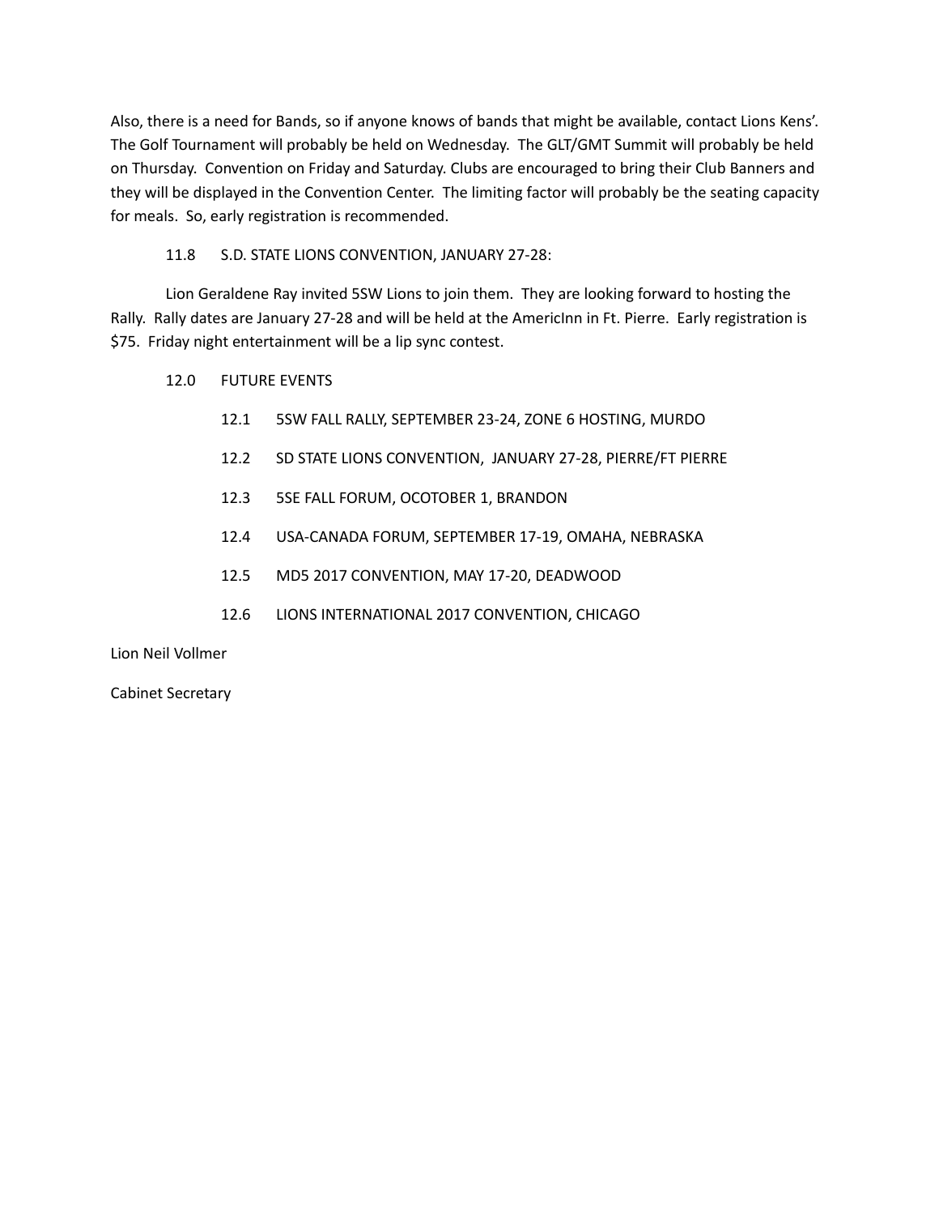Also, there is a need for Bands, so if anyone knows of bands that might be available, contact Lions Kens'. The Golf Tournament will probably be held on Wednesday. The GLT/GMT Summit will probably be held on Thursday. Convention on Friday and Saturday. Clubs are encouraged to bring their Club Banners and they will be displayed in the Convention Center. The limiting factor will probably be the seating capacity for meals. So, early registration is recommended.

11.8 S.D. STATE LIONS CONVENTION, JANUARY 27-28:

Lion Geraldene Ray invited 5SW Lions to join them. They are looking forward to hosting the Rally. Rally dates are January 27-28 and will be held at the AmericInn in Ft. Pierre. Early registration is $75. Friday night entertainment will be a lip sync contest.

12.0 FUTURE EVENTS

12.1 5SW FALL RALLY, SEPTEMBER 23-24, ZONE 6 HOSTING, MURDO

12.2 SD STATE LIONS CONVENTION, JANUARY 27-28, PIERRE/FT PIERRE

12.3 5SE FALL FORUM, OCOTOBER 1, BRANDON

12.4 USA-CANADA FORUM, SEPTEMBER 17-19, OMAHA, NEBRASKA

12.5 MD5 2017 CONVENTION, MAY 17-20, DEADWOOD

12.6 LIONS INTERNATIONAL 2017 CONVENTION, CHICAGO

Lion Neil Vollmer

Cabinet Secretary